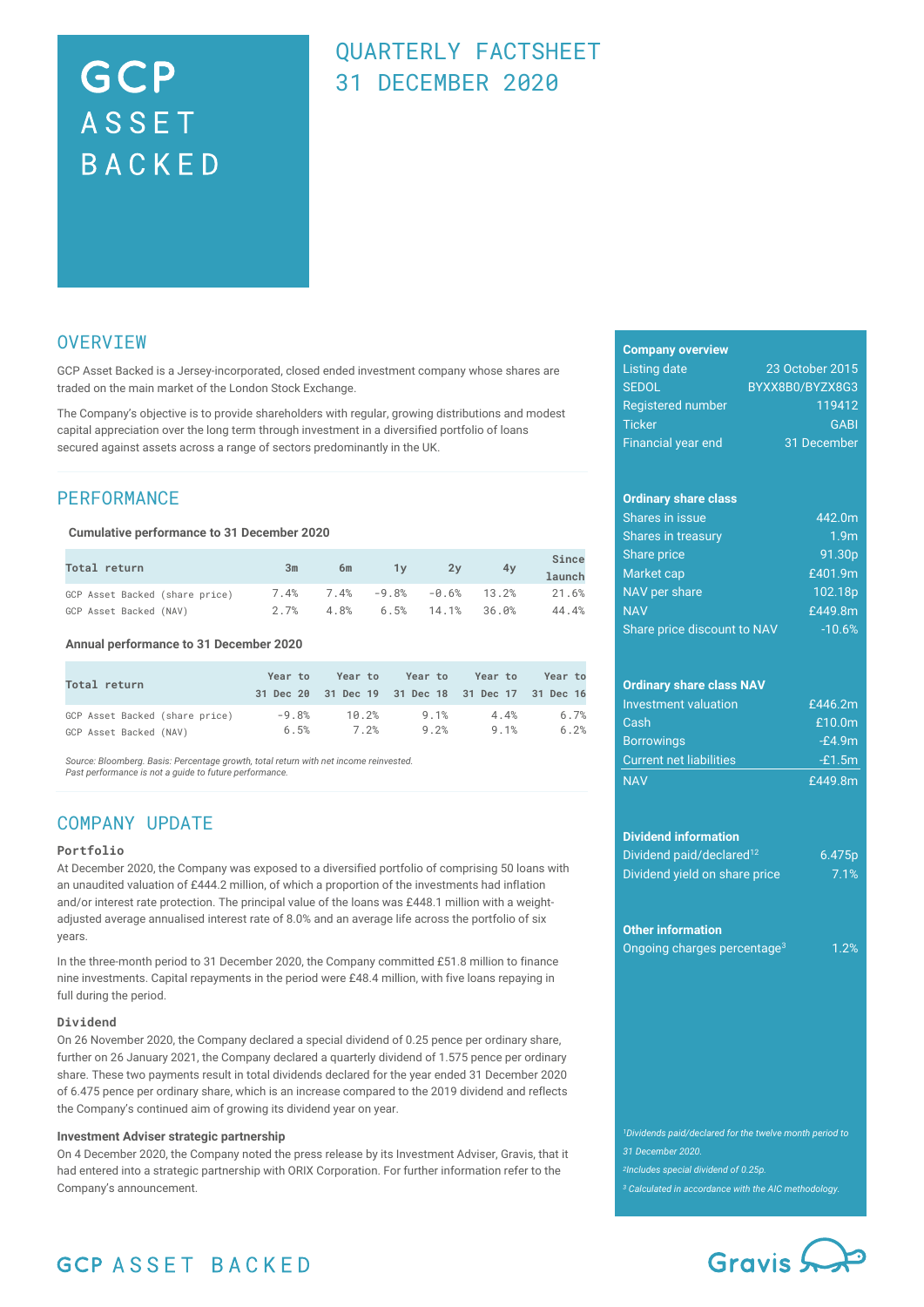# GCP ASSET BACKED

## QUARTERLY FACTSHEET 31 DECEMBER 2020

## OVERVIEW

GCP Asset Backed is a Jersey-incorporated, closed ended investment company whose shares are traded on the main market of the London Stock Exchange.

The Company's objective is to provide shareholders with regular, growing distributions and modest capital appreciation over the long term through investment in a diversified portfolio of loans secured against assets across a range of sectors predominantly in the UK.

## PERFORMANCE

**Cumulative performance to 31 December 2020**

| Total return | 3m | 6m | 1y | 2y | 4y | Since launch |
|---|---|---|---|---|---|---|
| GCP Asset Backed (share price) | 7.4% | 7.4% | -9.8% | -0.6% | 13.2% | 21.6% |
| GCP Asset Backed (NAV) | 2.7% | 4.8% | 6.5% | 14.1% | 36.0% | 44.4% |

**Annual performance to 31 December 2020**

| Total return | Year to 31 Dec 20 | Year to 31 Dec 19 | Year to 31 Dec 18 | Year to 31 Dec 17 | Year to 31 Dec 16 |
|---|---|---|---|---|---|
| GCP Asset Backed (share price) | -9.8% | 10.2% | 9.1% | 4.4% | 6.7% |
| GCP Asset Backed (NAV) | 6.5% | 7.2% | 9.2% | 9.1% | 6.2% |

*Source: Bloomberg. Basis: Percentage growth, total return with net income reinvested.*
*Past performance is not a guide to future performance.*

## COMPANY UPDATE

### Portfolio

At December 2020, the Company was exposed to a diversified portfolio of comprising 50 loans with an unaudited valuation of £444.2 million, of which a proportion of the investments had inflation and/or interest rate protection. The principal value of the loans was £448.1 million with a weight-adjusted average annualised interest rate of 8.0% and an average life across the portfolio of six years.

In the three-month period to 31 December 2020, the Company committed £51.8 million to finance nine investments. Capital repayments in the period were £48.4 million, with five loans repaying in full during the period.

### Dividend

On 26 November 2020, the Company declared a special dividend of 0.25 pence per ordinary share, further on 26 January 2021, the Company declared a quarterly dividend of 1.575 pence per ordinary share. These two payments result in total dividends declared for the year ended 31 December 2020 of 6.475 pence per ordinary share, which is an increase compared to the 2019 dividend and reflects the Company's continued aim of growing its dividend year on year.

### Investment Adviser strategic partnership

On 4 December 2020, the Company noted the press release by its Investment Adviser, Gravis, that it had entered into a strategic partnership with ORIX Corporation. For further information refer to the Company's announcement.

**Company overview**

| | |
|---|---|
| Listing date | 23 October 2015 |
| SEDOL | BYXX8B0/BYZX8G3 |
| Registered number | 119412 |
| Ticker | GABI |
| Financial year end | 31 December |

**Ordinary share class**

| | |
|---|---|
| Shares in issue | 442.0m |
| Shares in treasury | 1.9m |
| Share price | 91.30p |
| Market cap | £401.9m |
| NAV per share | 102.18p |
| NAV | £449.8m |
| Share price discount to NAV | -10.6% |

**Ordinary share class NAV**

| | |
|---|---|
| Investment valuation | £446.2m |
| Cash | £10.0m |
| Borrowings | -£4.9m |
| Current net liabilities | -£1.5m |
| NAV | £449.8m |

**Dividend information**

| | |
|---|---|
| Dividend paid/declared[1,2] | 6.475p |
| Dividend yield on share price | 7.1% |

**Other information**

| | |
|---|---|
| Ongoing charges percentage[3] | 1.2% |

*[1]Dividends paid/declared for the twelve month period to 31 December 2020.*
*[2]Includes special dividend of 0.25p.*
*[3] Calculated in accordance with the AIC methodology.*

GCP ASSET BACKED

Gravis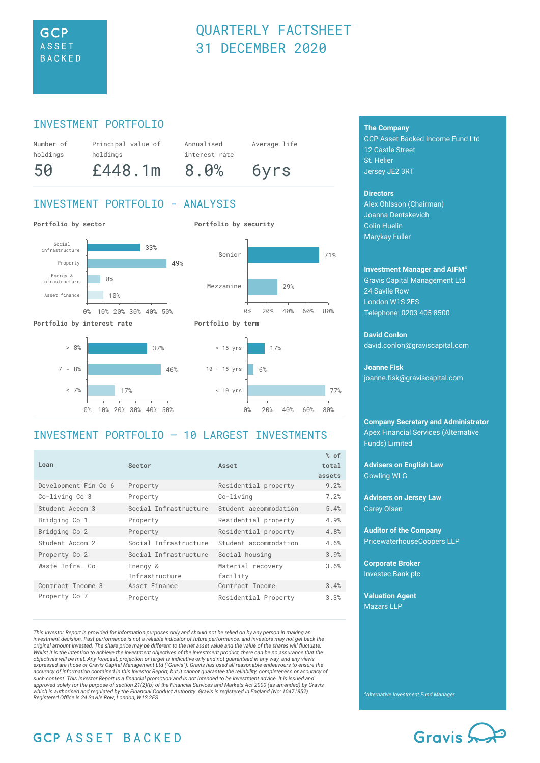# GCP ASSET BACKED

## QUARTERLY FACTSHEET 31 DECEMBER 2020

## INVESTMENT PORTFOLIO

| Number of holdings | Principal value of holdings | Annualised interest rate | Average life |
|---|---|---|---|
| 50 | £448.1m | 8.0% | 6yrs |

## INVESTMENT PORTFOLIO - ANALYSIS

**Portfolio by sector**

Social infrastructure 33%
Property 49%
Energy & infrastructure 8%
Asset finance 10%
0% 10% 20% 30% 40% 50%

**Portfolio by security**

Senior 71%
Mezzanine 29%
0% 20% 40% 60% 80%

**Portfolio by interest rate**

> 8% 37%
7 - 8% 46%
< 7% 17%
0% 10% 20% 30% 40% 50%

**Portfolio by term**

> 15 yrs 17%
10 - 15 yrs 6%
< 10 yrs 77%
0% 20% 40% 60% 80%

## INVESTMENT PORTFOLIO – 10 LARGEST INVESTMENTS

| Loan | Sector | Asset | % of total assets |
|---|---|---|---|
| Development Fin Co 6 | Property | Residential property | 9.2% |
| Co-living Co 3 | Property | Co-living | 7.2% |
| Student Accom 3 | Social Infrastructure | Student accommodation | 5.4% |
| Bridging Co 1 | Property | Residential property | 4.9% |
| Bridging Co 2 | Property | Residential property | 4.8% |
| Student Accom 2 | Social Infrastructure | Student accommodation | 4.6% |
| Property Co 2 | Social Infrastructure | Social housing | 3.9% |
| Waste Infra. Co | Energy & Infrastructure | Material recovery facility | 3.6% |
| Contract Income 3 | Asset Finance | Contract Income | 3.4% |
| Property Co 7 | Property | Residential Property | 3.3% |

*This Investor Report is provided for information purposes only and should not be relied on by any person in making an investment decision. Past performance is not a reliable indicator of future performance, and investors may not get back the original amount invested. The share price may be different to the net asset value and the value of the shares will fluctuate. Whilst it is the intention to achieve the investment objectives of the investment product, there can be no assurance that the objectives will be met. Any forecast, projection or target is indicative only and not guaranteed in any way, and any views expressed are those of Gravis Capital Management Ltd ("Gravis"). Gravis has used all reasonable endeavours to ensure the accuracy of information contained in this Investor Report, but it cannot guarantee the reliability, completeness or accuracy of such content. This Investor Report is a financial promotion and is not intended to be investment advice. It is issued and approved solely for the purpose of section 21(2)(b) of the Financial Services and Markets Act 2000 (as amended) by Gravis which is authorised and regulated by the Financial Conduct Authority. Gravis is registered in England (No: 10471852). Registered Office is 24 Savile Row, London, W1S 2ES.*

**The Company**
GCP Asset Backed Income Fund Ltd
12 Castle Street
St. Helier
Jersey JE2 3RT

**Directors**
Alex Ohlsson (Chairman)
Joanna Dentskevich
Colin Huelin
Marykay Fuller

**Investment Manager and AIFM[4]**
Gravis Capital Management Ltd
24 Savile Row
London W1S 2ES
Telephone: 0203 405 8500

**David Conlon**
david.conlon@graviscapital.com

**Joanne Fisk**
joanne.fisk@graviscapital.com

**Company Secretary and Administrator**
Apex Financial Services (Alternative Funds) Limited

**Advisers on English Law**
Gowling WLG

**Advisers on Jersey Law**
Carey Olsen

**Auditor of the Company**
PricewaterhouseCoopers LLP

**Corporate Broker**
Investec Bank plc

**Valuation Agent**
Mazars LLP

*[4]Alternative Investment Fund Manager*

GCP ASSET BACKED

Gravis